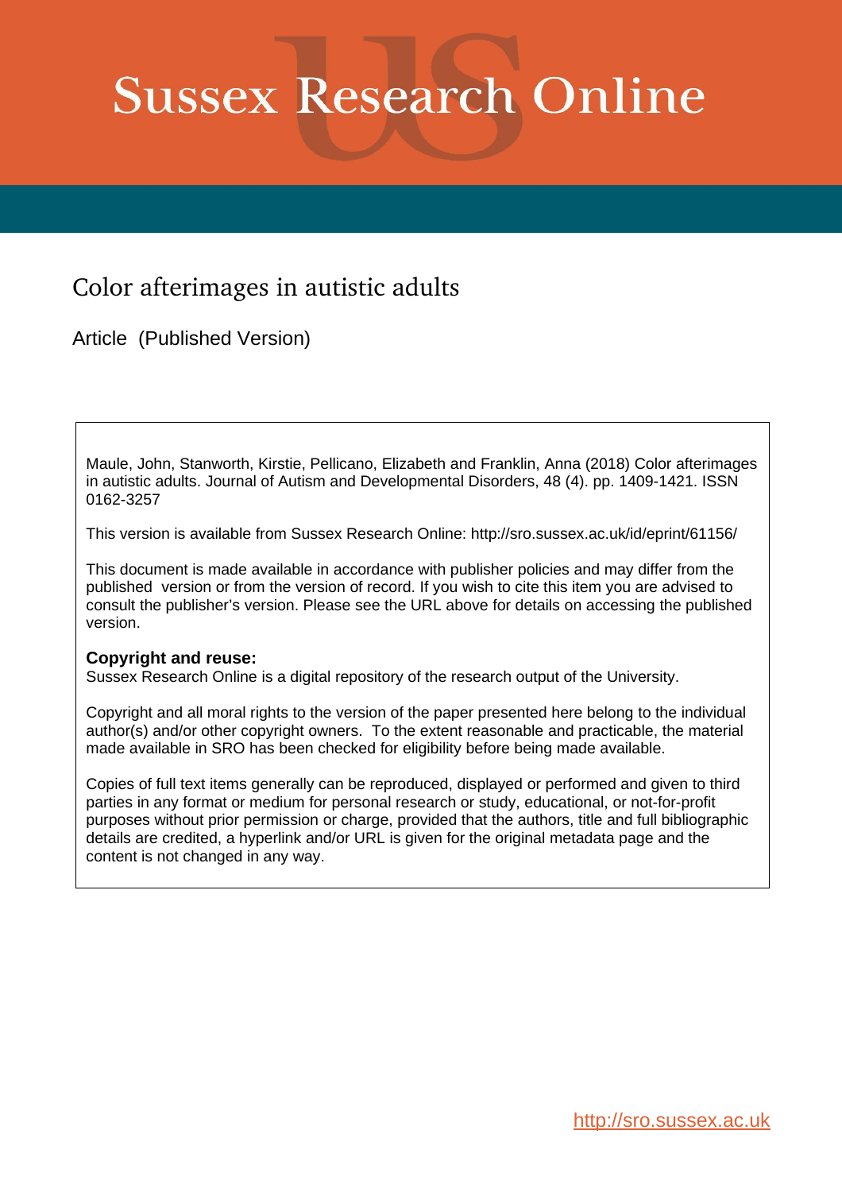# Sussex Research Online

## Color afterimages in autistic adults

Article (Published Version)

Maule, John, Stanworth, Kirstie, Pellicano, Elizabeth and Franklin, Anna (2018) Color afterimages in autistic adults. Journal of Autism and Developmental Disorders, 48 (4). pp. 1409-1421. ISSN 0162-3257

This version is available from Sussex Research Online: http://sro.sussex.ac.uk/id/eprint/61156/

This document is made available in accordance with publisher policies and may differ from the published version or from the version of record. If you wish to cite this item you are advised to consult the publisher's version. Please see the URL above for details on accessing the published version.

**Copyright and reuse:**
Sussex Research Online is a digital repository of the research output of the University.

Copyright and all moral rights to the version of the paper presented here belong to the individual author(s) and/or other copyright owners. To the extent reasonable and practicable, the material made available in SRO has been checked for eligibility before being made available.

Copies of full text items generally can be reproduced, displayed or performed and given to third parties in any format or medium for personal research or study, educational, or not-for-profit purposes without prior permission or charge, provided that the authors, title and full bibliographic details are credited, a hyperlink and/or URL is given for the original metadata page and the content is not changed in any way.

http://sro.sussex.ac.uk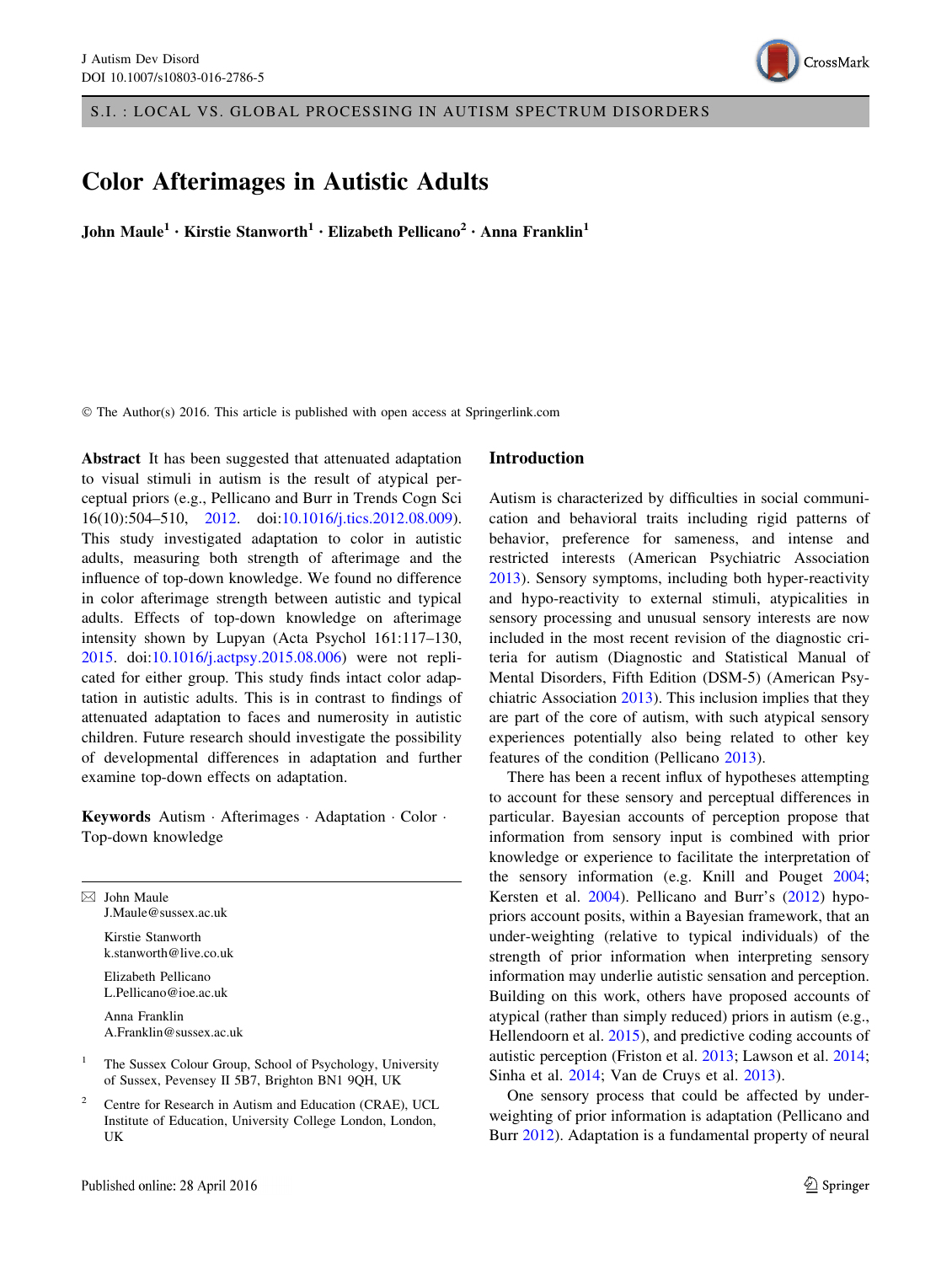S.I. : LOCAL VS. GLOBAL PROCESSING IN AUTISM SPECTRUM DISORDERS

# Color Afterimages in Autistic Adults

**John Maule[1] · Kirstie Stanworth[1] · Elizabeth Pellicano[2] · Anna Franklin[1]**

© The Author(s) 2016. This article is published with open access at Springerlink.com

**Abstract** It has been suggested that attenuated adaptation to visual stimuli in autism is the result of atypical perceptual priors (e.g., Pellicano and Burr in Trends Cogn Sci 16(10):504–510, 2012. doi:10.1016/j.tics.2012.08.009). This study investigated adaptation to color in autistic adults, measuring both strength of afterimage and the influence of top-down knowledge. We found no difference in color afterimage strength between autistic and typical adults. Effects of top-down knowledge on afterimage intensity shown by Lupyan (Acta Psychol 161:117–130, 2015. doi:10.1016/j.actpsy.2015.08.006) were not replicated for either group. This study finds intact color adaptation in autistic adults. This is in contrast to findings of attenuated adaptation to faces and numerosity in autistic children. Future research should investigate the possibility of developmental differences in adaptation and further examine top-down effects on adaptation.

**Keywords** Autism · Afterimages · Adaptation · Color · Top-down knowledge

✉ John Maule
J.Maule@sussex.ac.uk

Kirstie Stanworth
k.stanworth@live.co.uk

Elizabeth Pellicano
L.Pellicano@ioe.ac.uk

Anna Franklin
A.Franklin@sussex.ac.uk

[1] The Sussex Colour Group, School of Psychology, University of Sussex, Pevensey II 5B7, Brighton BN1 9QH, UK

[2] Centre for Research in Autism and Education (CRAE), UCL Institute of Education, University College London, London, UK

## Introduction

Autism is characterized by difficulties in social communication and behavioral traits including rigid patterns of behavior, preference for sameness, and intense and restricted interests (American Psychiatric Association 2013). Sensory symptoms, including both hyper-reactivity and hypo-reactivity to external stimuli, atypicalities in sensory processing and unusual sensory interests are now included in the most recent revision of the diagnostic criteria for autism (Diagnostic and Statistical Manual of Mental Disorders, Fifth Edition (DSM-5) (American Psychiatric Association 2013). This inclusion implies that they are part of the core of autism, with such atypical sensory experiences potentially also being related to other key features of the condition (Pellicano 2013).

There has been a recent influx of hypotheses attempting to account for these sensory and perceptual differences in particular. Bayesian accounts of perception propose that information from sensory input is combined with prior knowledge or experience to facilitate the interpretation of the sensory information (e.g. Knill and Pouget 2004; Kersten et al. 2004). Pellicano and Burr's (2012) hypo-priors account posits, within a Bayesian framework, that an under-weighting (relative to typical individuals) of the strength of prior information when interpreting sensory information may underlie autistic sensation and perception. Building on this work, others have proposed accounts of atypical (rather than simply reduced) priors in autism (e.g., Hellendoorn et al. 2015), and predictive coding accounts of autistic perception (Friston et al. 2013; Lawson et al. 2014; Sinha et al. 2014; Van de Cruys et al. 2013).

One sensory process that could be affected by under-weighting of prior information is adaptation (Pellicano and Burr 2012). Adaptation is a fundamental property of neural

Published online: 28 April 2016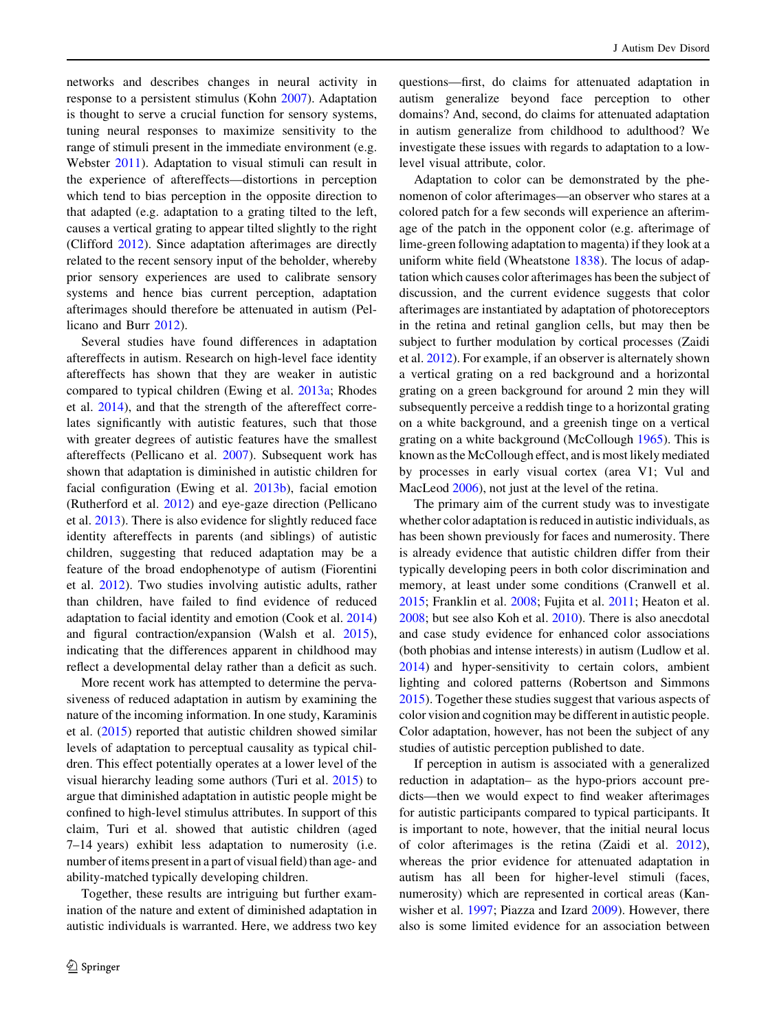networks and describes changes in neural activity in response to a persistent stimulus (Kohn 2007). Adaptation is thought to serve a crucial function for sensory systems, tuning neural responses to maximize sensitivity to the range of stimuli present in the immediate environment (e.g. Webster 2011). Adaptation to visual stimuli can result in the experience of aftereffects—distortions in perception which tend to bias perception in the opposite direction to that adapted (e.g. adaptation to a grating tilted to the left, causes a vertical grating to appear tilted slightly to the right (Clifford 2012). Since adaptation afterimages are directly related to the recent sensory input of the beholder, whereby prior sensory experiences are used to calibrate sensory systems and hence bias current perception, adaptation afterimages should therefore be attenuated in autism (Pellicano and Burr 2012).

Several studies have found differences in adaptation aftereffects in autism. Research on high-level face identity aftereffects has shown that they are weaker in autistic compared to typical children (Ewing et al. 2013a; Rhodes et al. 2014), and that the strength of the aftereffect correlates significantly with autistic features, such that those with greater degrees of autistic features have the smallest aftereffects (Pellicano et al. 2007). Subsequent work has shown that adaptation is diminished in autistic children for facial configuration (Ewing et al. 2013b), facial emotion (Rutherford et al. 2012) and eye-gaze direction (Pellicano et al. 2013). There is also evidence for slightly reduced face identity aftereffects in parents (and siblings) of autistic children, suggesting that reduced adaptation may be a feature of the broad endophenotype of autism (Fiorentini et al. 2012). Two studies involving autistic adults, rather than children, have failed to find evidence of reduced adaptation to facial identity and emotion (Cook et al. 2014) and figural contraction/expansion (Walsh et al. 2015), indicating that the differences apparent in childhood may reflect a developmental delay rather than a deficit as such.

More recent work has attempted to determine the pervasiveness of reduced adaptation in autism by examining the nature of the incoming information. In one study, Karaminis et al. (2015) reported that autistic children showed similar levels of adaptation to perceptual causality as typical children. This effect potentially operates at a lower level of the visual hierarchy leading some authors (Turi et al. 2015) to argue that diminished adaptation in autistic people might be confined to high-level stimulus attributes. In support of this claim, Turi et al. showed that autistic children (aged 7–14 years) exhibit less adaptation to numerosity (i.e. number of items present in a part of visual field) than age- and ability-matched typically developing children.

Together, these results are intriguing but further examination of the nature and extent of diminished adaptation in autistic individuals is warranted. Here, we address two key questions—first, do claims for attenuated adaptation in autism generalize beyond face perception to other domains? And, second, do claims for attenuated adaptation in autism generalize from childhood to adulthood? We investigate these issues with regards to adaptation to a low-level visual attribute, color.

Adaptation to color can be demonstrated by the phenomenon of color afterimages—an observer who stares at a colored patch for a few seconds will experience an afterimage of the patch in the opponent color (e.g. afterimage of lime-green following adaptation to magenta) if they look at a uniform white field (Wheatstone 1838). The locus of adaptation which causes color afterimages has been the subject of discussion, and the current evidence suggests that color afterimages are instantiated by adaptation of photoreceptors in the retina and retinal ganglion cells, but may then be subject to further modulation by cortical processes (Zaidi et al. 2012). For example, if an observer is alternately shown a vertical grating on a red background and a horizontal grating on a green background for around 2 min they will subsequently perceive a reddish tinge to a horizontal grating on a white background, and a greenish tinge on a vertical grating on a white background (McCollough 1965). This is known as the McCollough effect, and is most likely mediated by processes in early visual cortex (area V1; Vul and MacLeod 2006), not just at the level of the retina.

The primary aim of the current study was to investigate whether color adaptation is reduced in autistic individuals, as has been shown previously for faces and numerosity. There is already evidence that autistic children differ from their typically developing peers in both color discrimination and memory, at least under some conditions (Cranwell et al. 2015; Franklin et al. 2008; Fujita et al. 2011; Heaton et al. 2008; but see also Koh et al. 2010). There is also anecdotal and case study evidence for enhanced color associations (both phobias and intense interests) in autism (Ludlow et al. 2014) and hyper-sensitivity to certain colors, ambient lighting and colored patterns (Robertson and Simmons 2015). Together these studies suggest that various aspects of color vision and cognition may be different in autistic people. Color adaptation, however, has not been the subject of any studies of autistic perception published to date.

If perception in autism is associated with a generalized reduction in adaptation– as the hypo-priors account predicts—then we would expect to find weaker afterimages for autistic participants compared to typical participants. It is important to note, however, that the initial neural locus of color afterimages is the retina (Zaidi et al. 2012), whereas the prior evidence for attenuated adaptation in autism has all been for higher-level stimuli (faces, numerosity) which are represented in cortical areas (Kanwisher et al. 1997; Piazza and Izard 2009). However, there also is some limited evidence for an association between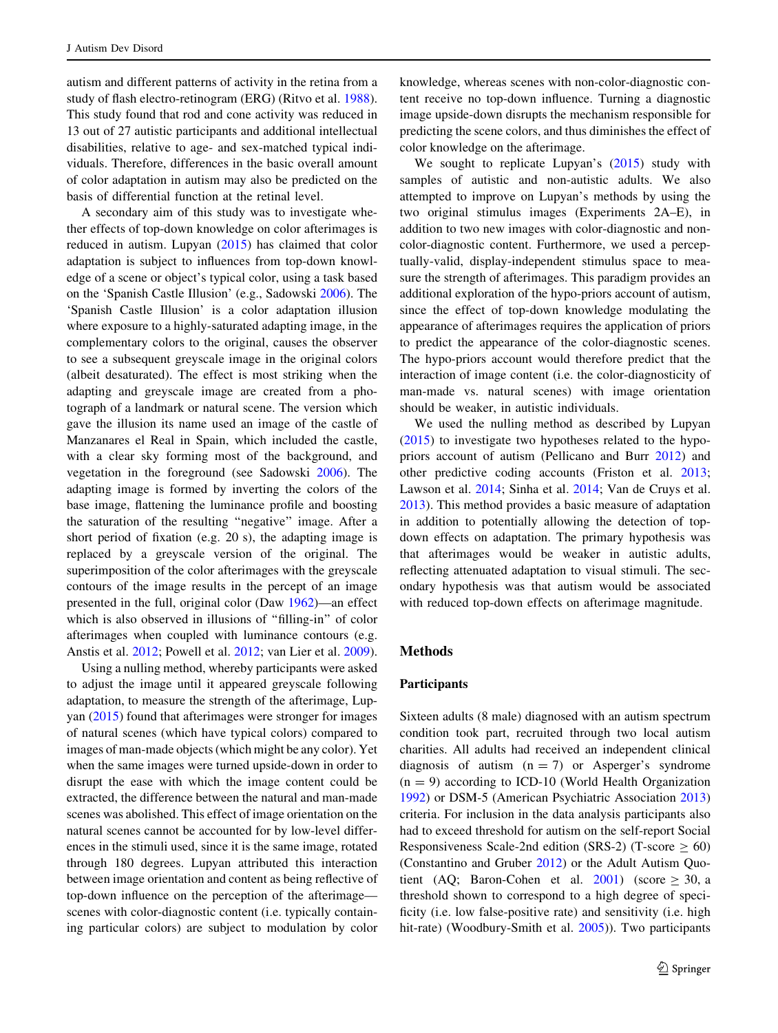autism and different patterns of activity in the retina from a study of flash electro-retinogram (ERG) (Ritvo et al. 1988). This study found that rod and cone activity was reduced in 13 out of 27 autistic participants and additional intellectual disabilities, relative to age- and sex-matched typical individuals. Therefore, differences in the basic overall amount of color adaptation in autism may also be predicted on the basis of differential function at the retinal level.

A secondary aim of this study was to investigate whether effects of top-down knowledge on color afterimages is reduced in autism. Lupyan (2015) has claimed that color adaptation is subject to influences from top-down knowledge of a scene or object's typical color, using a task based on the 'Spanish Castle Illusion' (e.g., Sadowski 2006). The 'Spanish Castle Illusion' is a color adaptation illusion where exposure to a highly-saturated adapting image, in the complementary colors to the original, causes the observer to see a subsequent greyscale image in the original colors (albeit desaturated). The effect is most striking when the adapting and greyscale image are created from a photograph of a landmark or natural scene. The version which gave the illusion its name used an image of the castle of Manzanares el Real in Spain, which included the castle, with a clear sky forming most of the background, and vegetation in the foreground (see Sadowski 2006). The adapting image is formed by inverting the colors of the base image, flattening the luminance profile and boosting the saturation of the resulting "negative" image. After a short period of fixation (e.g. 20 s), the adapting image is replaced by a greyscale version of the original. The superimposition of the color afterimages with the greyscale contours of the image results in the percept of an image presented in the full, original color (Daw 1962)—an effect which is also observed in illusions of "filling-in" of color afterimages when coupled with luminance contours (e.g. Anstis et al. 2012; Powell et al. 2012; van Lier et al. 2009).

Using a nulling method, whereby participants were asked to adjust the image until it appeared greyscale following adaptation, to measure the strength of the afterimage, Lupyan (2015) found that afterimages were stronger for images of natural scenes (which have typical colors) compared to images of man-made objects (which might be any color). Yet when the same images were turned upside-down in order to disrupt the ease with which the image content could be extracted, the difference between the natural and man-made scenes was abolished. This effect of image orientation on the natural scenes cannot be accounted for by low-level differences in the stimuli used, since it is the same image, rotated through 180 degrees. Lupyan attributed this interaction between image orientation and content as being reflective of top-down influence on the perception of the afterimage—scenes with color-diagnostic content (i.e. typically containing particular colors) are subject to modulation by color knowledge, whereas scenes with non-color-diagnostic content receive no top-down influence. Turning a diagnostic image upside-down disrupts the mechanism responsible for predicting the scene colors, and thus diminishes the effect of color knowledge on the afterimage.

We sought to replicate Lupyan's (2015) study with samples of autistic and non-autistic adults. We also attempted to improve on Lupyan's methods by using the two original stimulus images (Experiments 2A–E), in addition to two new images with color-diagnostic and non-color-diagnostic content. Furthermore, we used a perceptually-valid, display-independent stimulus space to measure the strength of afterimages. This paradigm provides an additional exploration of the hypo-priors account of autism, since the effect of top-down knowledge modulating the appearance of afterimages requires the application of priors to predict the appearance of the color-diagnostic scenes. The hypo-priors account would therefore predict that the interaction of image content (i.e. the color-diagnosticity of man-made vs. natural scenes) with image orientation should be weaker, in autistic individuals.

We used the nulling method as described by Lupyan (2015) to investigate two hypotheses related to the hypo-priors account of autism (Pellicano and Burr 2012) and other predictive coding accounts (Friston et al. 2013; Lawson et al. 2014; Sinha et al. 2014; Van de Cruys et al. 2013). This method provides a basic measure of adaptation in addition to potentially allowing the detection of top-down effects on adaptation. The primary hypothesis was that afterimages would be weaker in autistic adults, reflecting attenuated adaptation to visual stimuli. The secondary hypothesis was that autism would be associated with reduced top-down effects on afterimage magnitude.

## Methods

### Participants

Sixteen adults (8 male) diagnosed with an autism spectrum condition took part, recruited through two local autism charities. All adults had received an independent clinical diagnosis of autism ($n = 7$) or Asperger's syndrome ($n = 9$) according to ICD-10 (World Health Organization 1992) or DSM-5 (American Psychiatric Association 2013) criteria. For inclusion in the data analysis participants also had to exceed threshold for autism on the self-report Social Responsiveness Scale-2nd edition (SRS-2) (T-score $\geq$ 60) (Constantino and Gruber 2012) or the Adult Autism Quotient (AQ; Baron-Cohen et al. 2001) (score $\geq$ 30, a threshold shown to correspond to a high degree of specificity (i.e. low false-positive rate) and sensitivity (i.e. high hit-rate) (Woodbury-Smith et al. 2005)). Two participants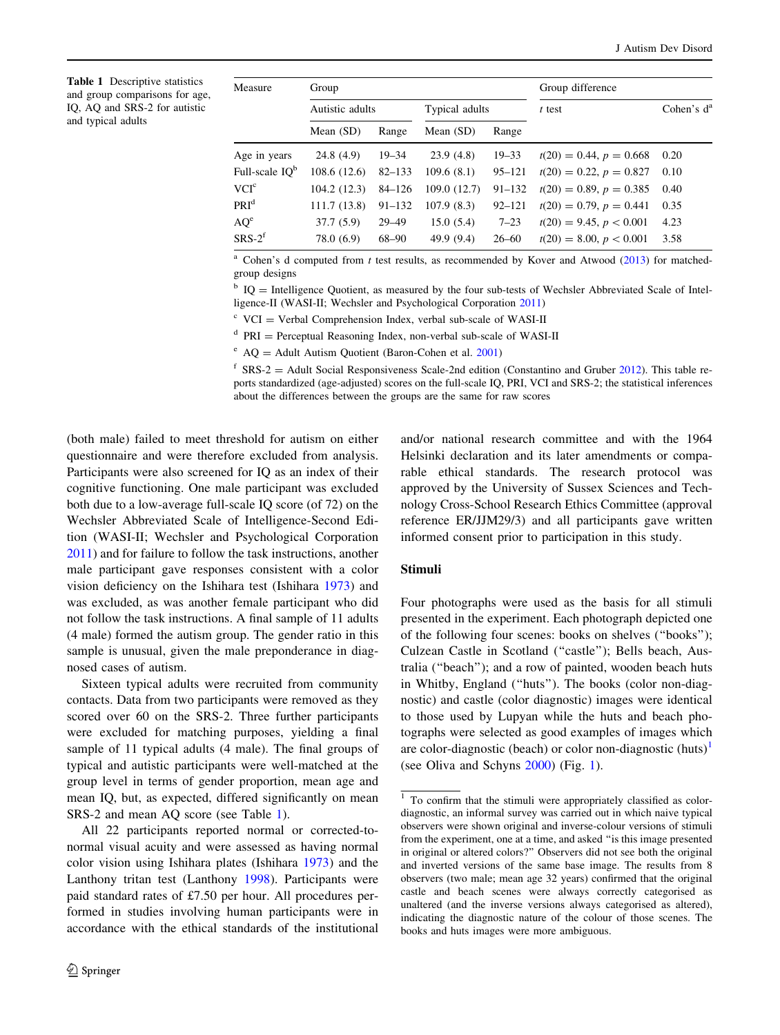**Table 1** Descriptive statistics and group comparisons for age, IQ, AQ and SRS-2 for autistic and typical adults

| Measure | Group | | | | Group difference | |
|---|---|---|---|---|---|---|
| | Autistic adults | | Typical adults | | *t* test | Cohen's d[a] |
| | Mean (SD) | Range | Mean (SD) | Range | | |
| Age in years | 24.8 (4.9) | 19–34 | 23.9 (4.8) | 19–33 | $t(20) = 0.44, p = 0.668$ | 0.20 |
| Full-scale IQ[b] | 108.6 (12.6) | 82–133 | 109.6 (8.1) | 95–121 | $t(20) = 0.22, p = 0.827$ | 0.10 |
| VCI[c] | 104.2 (12.3) | 84–126 | 109.0 (12.7) | 91–132 | $t(20) = 0.89, p = 0.385$ | 0.40 |
| PRI[d] | 111.7 (13.8) | 91–132 | 107.9 (8.3) | 92–121 | $t(20) = 0.79, p = 0.441$ | 0.35 |
| AQ[e] | 37.7 (5.9) | 29–49 | 15.0 (5.4) | 7–23 | $t(20) = 9.45, p < 0.001$ | 4.23 |
| SRS-2[f] | 78.0 (6.9) | 68–90 | 49.9 (9.4) | 26–60 | $t(20) = 8.00, p < 0.001$ | 3.58 |

[a] Cohen's d computed from *t* test results, as recommended by Kover and Atwood (2013) for matched-group designs

[b] IQ = Intelligence Quotient, as measured by the four sub-tests of Wechsler Abbreviated Scale of Intelligence-II (WASI-II; Wechsler and Psychological Corporation 2011)

[c] VCI = Verbal Comprehension Index, verbal sub-scale of WASI-II

[d] PRI = Perceptual Reasoning Index, non-verbal sub-scale of WASI-II

[e] AQ = Adult Autism Quotient (Baron-Cohen et al. 2001)

[f] SRS-2 = Adult Social Responsiveness Scale-2nd edition (Constantino and Gruber 2012). This table reports standardized (age-adjusted) scores on the full-scale IQ, PRI, VCI and SRS-2; the statistical inferences about the differences between the groups are the same for raw scores

(both male) failed to meet threshold for autism on either questionnaire and were therefore excluded from analysis. Participants were also screened for IQ as an index of their cognitive functioning. One male participant was excluded both due to a low-average full-scale IQ score (of 72) on the Wechsler Abbreviated Scale of Intelligence-Second Edition (WASI-II; Wechsler and Psychological Corporation 2011) and for failure to follow the task instructions, another male participant gave responses consistent with a color vision deficiency on the Ishihara test (Ishihara 1973) and was excluded, as was another female participant who did not follow the task instructions. A final sample of 11 adults (4 male) formed the autism group. The gender ratio in this sample is unusual, given the male preponderance in diagnosed cases of autism.

Sixteen typical adults were recruited from community contacts. Data from two participants were removed as they scored over 60 on the SRS-2. Three further participants were excluded for matching purposes, yielding a final sample of 11 typical adults (4 male). The final groups of typical and autistic participants were well-matched at the group level in terms of gender proportion, mean age and mean IQ, but, as expected, differed significantly on mean SRS-2 and mean AQ score (see Table 1).

All 22 participants reported normal or corrected-to-normal visual acuity and were assessed as having normal color vision using Ishihara plates (Ishihara 1973) and the Lanthony tritan test (Lanthony 1998). Participants were paid standard rates of £7.50 per hour. All procedures performed in studies involving human participants were in accordance with the ethical standards of the institutional and/or national research committee and with the 1964 Helsinki declaration and its later amendments or comparable ethical standards. The research protocol was approved by the University of Sussex Sciences and Technology Cross-School Research Ethics Committee (approval reference ER/JJM29/3) and all participants gave written informed consent prior to participation in this study.

### Stimuli

Four photographs were used as the basis for all stimuli presented in the experiment. Each photograph depicted one of the following four scenes: books on shelves ("books"); Culzean Castle in Scotland ("castle"); Bells beach, Australia ("beach"); and a row of painted, wooden beach huts in Whitby, England ("huts"). The books (color non-diagnostic) and castle (color diagnostic) images were identical to those used by Lupyan while the huts and beach photographs were selected as good examples of images which are color-diagnostic (beach) or color non-diagnostic (huts)[1] (see Oliva and Schyns 2000) (Fig. 1).

[1] To confirm that the stimuli were appropriately classified as color-diagnostic, an informal survey was carried out in which naive typical observers were shown original and inverse-colour versions of stimuli from the experiment, one at a time, and asked "is this image presented in original or altered colors?" Observers did not see both the original and inverted versions of the same base image. The results from 8 observers (two male; mean age 32 years) confirmed that the original castle and beach scenes were always correctly categorised as unaltered (and the inverse versions always categorised as altered), indicating the diagnostic nature of the colour of those scenes. The books and huts images were more ambiguous.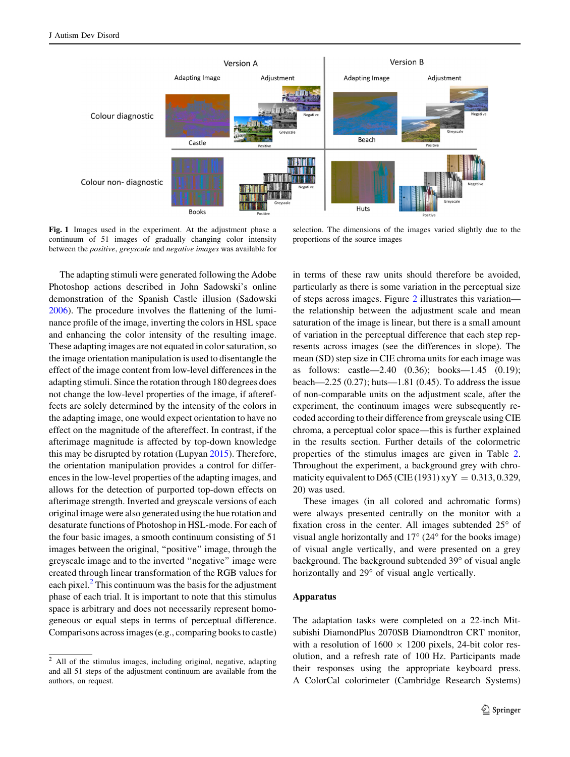Fig. 1 Images used in the experiment. At the adjustment phase a continuum of 51 images of gradually changing color intensity between the *positive*, *greyscale* and *negative images* was available for selection. The dimensions of the images varied slightly due to the proportions of the source images

The adapting stimuli were generated following the Adobe Photoshop actions described in John Sadowski's online demonstration of the Spanish Castle illusion (Sadowski 2006). The procedure involves the flattening of the luminance profile of the image, inverting the colors in HSL space and enhancing the color intensity of the resulting image. These adapting images are not equated in color saturation, so the image orientation manipulation is used to disentangle the effect of the image content from low-level differences in the adapting stimuli. Since the rotation through 180 degrees does not change the low-level properties of the image, if aftereffects are solely determined by the intensity of the colors in the adapting image, one would expect orientation to have no effect on the magnitude of the aftereffect. In contrast, if the afterimage magnitude is affected by top-down knowledge this may be disrupted by rotation (Lupyan 2015). Therefore, the orientation manipulation provides a control for differences in the low-level properties of the adapting images, and allows for the detection of purported top-down effects on afterimage strength. Inverted and greyscale versions of each original image were also generated using the hue rotation and desaturate functions of Photoshop in HSL-mode. For each of the four basic images, a smooth continuum consisting of 51 images between the original, "positive" image, through the greyscale image and to the inverted "negative" image were created through linear transformation of the RGB values for each pixel.[2] This continuum was the basis for the adjustment phase of each trial. It is important to note that this stimulus space is arbitrary and does not necessarily represent homogeneous or equal steps in terms of perceptual difference. Comparisons across images (e.g., comparing books to castle) in terms of these raw units should therefore be avoided, particularly as there is some variation in the perceptual size of steps across images. Figure 2 illustrates this variation—the relationship between the adjustment scale and mean saturation of the image is linear, but there is a small amount of variation in the perceptual difference that each step represents across images (see the differences in slope). The mean (SD) step size in CIE chroma units for each image was as follows: castle—2.40 (0.36); books—1.45 (0.19); beach—2.25 (0.27); huts—1.81 (0.45). To address the issue of non-comparable units on the adjustment scale, after the experiment, the continuum images were subsequently recoded according to their difference from greyscale using CIE chroma, a perceptual color space—this is further explained in the results section. Further details of the colormetric properties of the stimulus images are given in Table 2. Throughout the experiment, a background grey with chromaticity equivalent to D65 (CIE (1931) xyY = 0.313, 0.329, 20) was used.

These images (in all colored and achromatic forms) were always presented centrally on the monitor with a fixation cross in the center. All images subtended 25° of visual angle horizontally and 17° (24° for the books image) of visual angle vertically, and were presented on a grey background. The background subtended 39° of visual angle horizontally and 29° of visual angle vertically.

### Apparatus

The adaptation tasks were completed on a 22-inch Mitsubishi DiamondPlus 2070SB Diamondtron CRT monitor, with a resolution of 1600 × 1200 pixels, 24-bit color resolution, and a refresh rate of 100 Hz. Participants made their responses using the appropriate keyboard press. A ColorCal colorimeter (Cambridge Research Systems)

[2] All of the stimulus images, including original, negative, adapting and all 51 steps of the adjustment continuum are available from the authors, on request.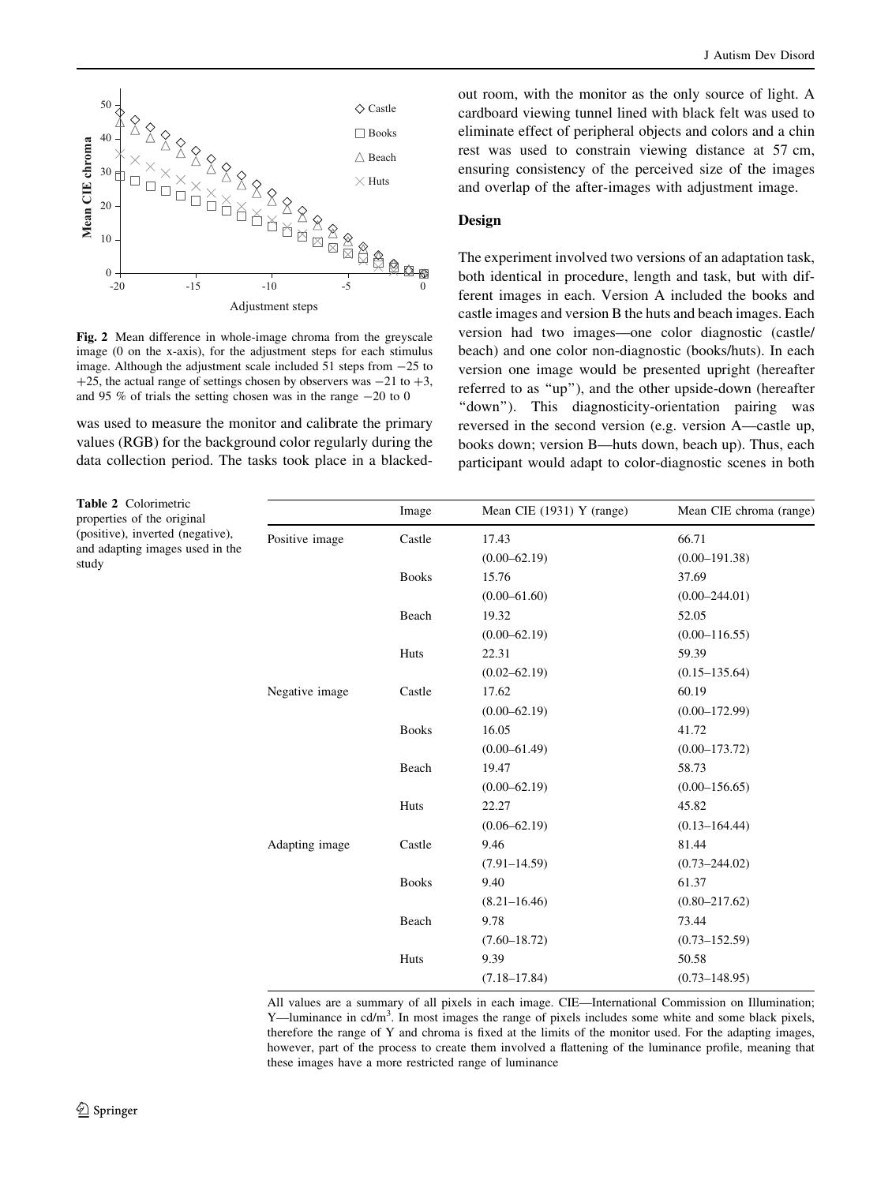**Fig. 2** Mean difference in whole-image chroma from the greyscale image (0 on the x-axis), for the adjustment steps for each stimulus image. Although the adjustment scale included 51 steps from −25 to +25, the actual range of settings chosen by observers was −21 to +3, and 95 % of trials the setting chosen was in the range −20 to 0

was used to measure the monitor and calibrate the primary values (RGB) for the background color regularly during the data collection period. The tasks took place in a blacked-out room, with the monitor as the only source of light. A cardboard viewing tunnel lined with black felt was used to eliminate effect of peripheral objects and colors and a chin rest was used to constrain viewing distance at 57 cm, ensuring consistency of the perceived size of the images and overlap of the after-images with adjustment image.

### Design

The experiment involved two versions of an adaptation task, both identical in procedure, length and task, but with different images in each. Version A included the books and castle images and version B the huts and beach images. Each version had two images—one color diagnostic (castle/beach) and one color non-diagnostic (books/huts). In each version one image would be presented upright (hereafter referred to as "up"), and the other upside-down (hereafter "down"). This diagnosticity-orientation pairing was reversed in the second version (e.g. version A—castle up, books down; version B—huts down, beach up). Thus, each participant would adapt to color-diagnostic scenes in both

**Table 2** Colorimetric properties of the original (positive), inverted (negative), and adapting images used in the study

| | Image | Mean CIE (1931) Y (range) | Mean CIE chroma (range) |
|---|---|---|---|
| Positive image | Castle | 17.43 | 66.71 |
| | | (0.00–62.19) | (0.00–191.38) |
| | Books | 15.76 | 37.69 |
| | | (0.00–61.60) | (0.00–244.01) |
| | Beach | 19.32 | 52.05 |
| | | (0.00–62.19) | (0.00–116.55) |
| | Huts | 22.31 | 59.39 |
| | | (0.02–62.19) | (0.15–135.64) |
| Negative image | Castle | 17.62 | 60.19 |
| | | (0.00–62.19) | (0.00–172.99) |
| | Books | 16.05 | 41.72 |
| | | (0.00–61.49) | (0.00–173.72) |
| | Beach | 19.47 | 58.73 |
| | | (0.00–62.19) | (0.00–156.65) |
| | Huts | 22.27 | 45.82 |
| | | (0.06–62.19) | (0.13–164.44) |
| Adapting image | Castle | 9.46 | 81.44 |
| | | (7.91–14.59) | (0.73–244.02) |
| | Books | 9.40 | 61.37 |
| | | (8.21–16.46) | (0.80–217.62) |
| | Beach | 9.78 | 73.44 |
| | | (7.60–18.72) | (0.73–152.59) |
| | Huts | 9.39 | 50.58 |
| | | (7.18–17.84) | (0.73–148.95) |

All values are a summary of all pixels in each image. CIE—International Commission on Illumination; Y—luminance in cd/m$^3$. In most images the range of pixels includes some white and some black pixels, therefore the range of Y and chroma is fixed at the limits of the monitor used. For the adapting images, however, part of the process to create them involved a flattening of the luminance profile, meaning that these images have a more restricted range of luminance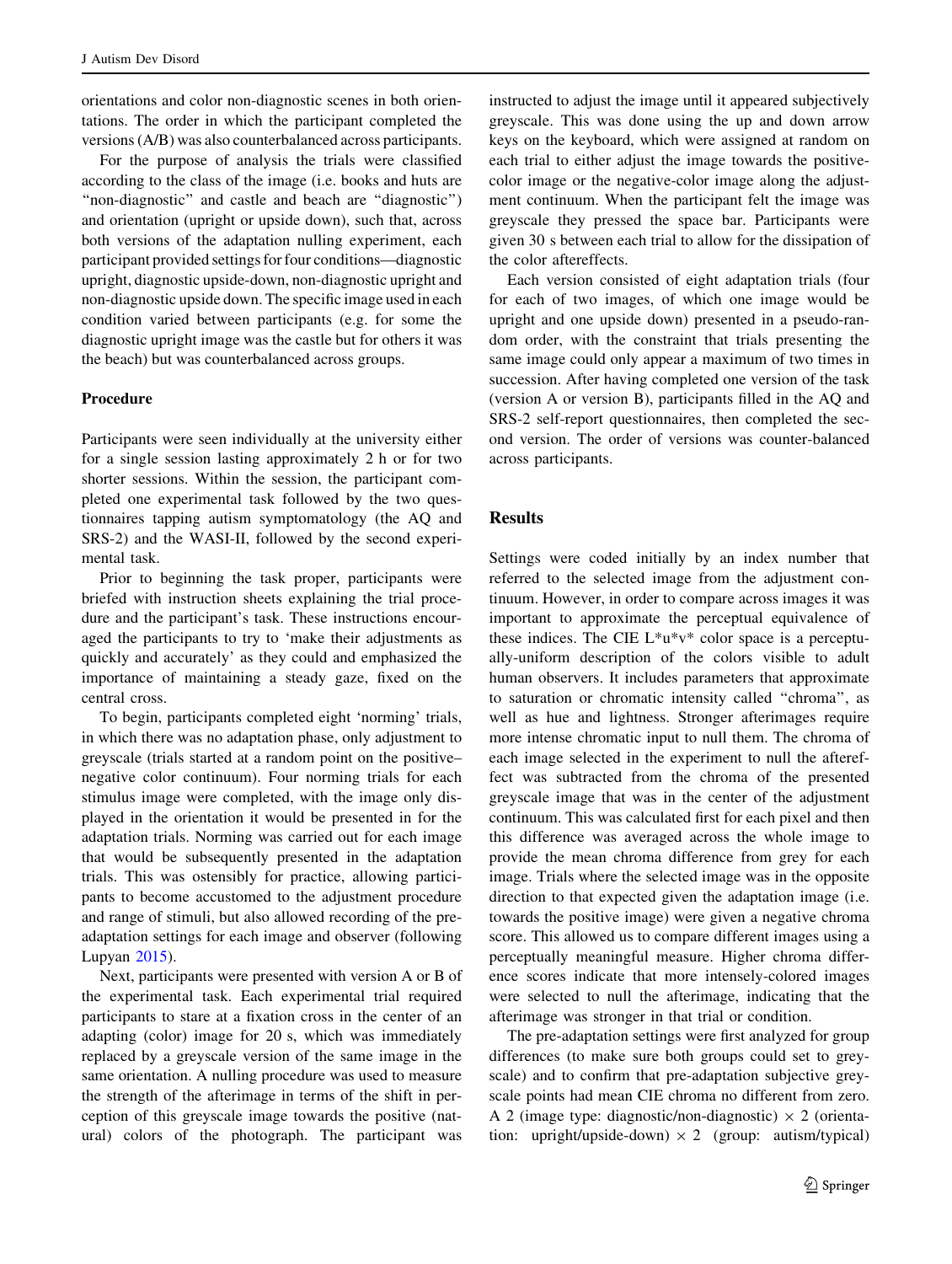orientations and color non-diagnostic scenes in both orientations. The order in which the participant completed the versions (A/B) was also counterbalanced across participants.

For the purpose of analysis the trials were classified according to the class of the image (i.e. books and huts are "non-diagnostic" and castle and beach are "diagnostic") and orientation (upright or upside down), such that, across both versions of the adaptation nulling experiment, each participant provided settings for four conditions—diagnostic upright, diagnostic upside-down, non-diagnostic upright and non-diagnostic upside down. The specific image used in each condition varied between participants (e.g. for some the diagnostic upright image was the castle but for others it was the beach) but was counterbalanced across groups.

### Procedure

Participants were seen individually at the university either for a single session lasting approximately 2 h or for two shorter sessions. Within the session, the participant completed one experimental task followed by the two questionnaires tapping autism symptomatology (the AQ and SRS-2) and the WASI-II, followed by the second experimental task.

Prior to beginning the task proper, participants were briefed with instruction sheets explaining the trial procedure and the participant's task. These instructions encouraged the participants to try to 'make their adjustments as quickly and accurately' as they could and emphasized the importance of maintaining a steady gaze, fixed on the central cross.

To begin, participants completed eight 'norming' trials, in which there was no adaptation phase, only adjustment to greyscale (trials started at a random point on the positive–negative color continuum). Four norming trials for each stimulus image were completed, with the image only displayed in the orientation it would be presented in for the adaptation trials. Norming was carried out for each image that would be subsequently presented in the adaptation trials. This was ostensibly for practice, allowing participants to become accustomed to the adjustment procedure and range of stimuli, but also allowed recording of the pre-adaptation settings for each image and observer (following Lupyan 2015).

Next, participants were presented with version A or B of the experimental task. Each experimental trial required participants to stare at a fixation cross in the center of an adapting (color) image for 20 s, which was immediately replaced by a greyscale version of the same image in the same orientation. A nulling procedure was used to measure the strength of the afterimage in terms of the shift in perception of this greyscale image towards the positive (natural) colors of the photograph. The participant was instructed to adjust the image until it appeared subjectively greyscale. This was done using the up and down arrow keys on the keyboard, which were assigned at random on each trial to either adjust the image towards the positive-color image or the negative-color image along the adjustment continuum. When the participant felt the image was greyscale they pressed the space bar. Participants were given 30 s between each trial to allow for the dissipation of the color aftereffects.

Each version consisted of eight adaptation trials (four for each of two images, of which one image would be upright and one upside down) presented in a pseudo-random order, with the constraint that trials presenting the same image could only appear a maximum of two times in succession. After having completed one version of the task (version A or version B), participants filled in the AQ and SRS-2 self-report questionnaires, then completed the second version. The order of versions was counter-balanced across participants.

## Results

Settings were coded initially by an index number that referred to the selected image from the adjustment continuum. However, in order to compare across images it was important to approximate the perceptual equivalence of these indices. The CIE L*u*v* color space is a perceptually-uniform description of the colors visible to adult human observers. It includes parameters that approximate to saturation or chromatic intensity called "chroma", as well as hue and lightness. Stronger afterimages require more intense chromatic input to null them. The chroma of each image selected in the experiment to null the aftereffect was subtracted from the chroma of the presented greyscale image that was in the center of the adjustment continuum. This was calculated first for each pixel and then this difference was averaged across the whole image to provide the mean chroma difference from grey for each image. Trials where the selected image was in the opposite direction to that expected given the adaptation image (i.e. towards the positive image) were given a negative chroma score. This allowed us to compare different images using a perceptually meaningful measure. Higher chroma difference scores indicate that more intensely-colored images were selected to null the afterimage, indicating that the afterimage was stronger in that trial or condition.

The pre-adaptation settings were first analyzed for group differences (to make sure both groups could set to greyscale) and to confirm that pre-adaptation subjective greyscale points had mean CIE chroma no different from zero. A 2 (image type: diagnostic/non-diagnostic) × 2 (orientation: upright/upside-down) × 2 (group: autism/typical)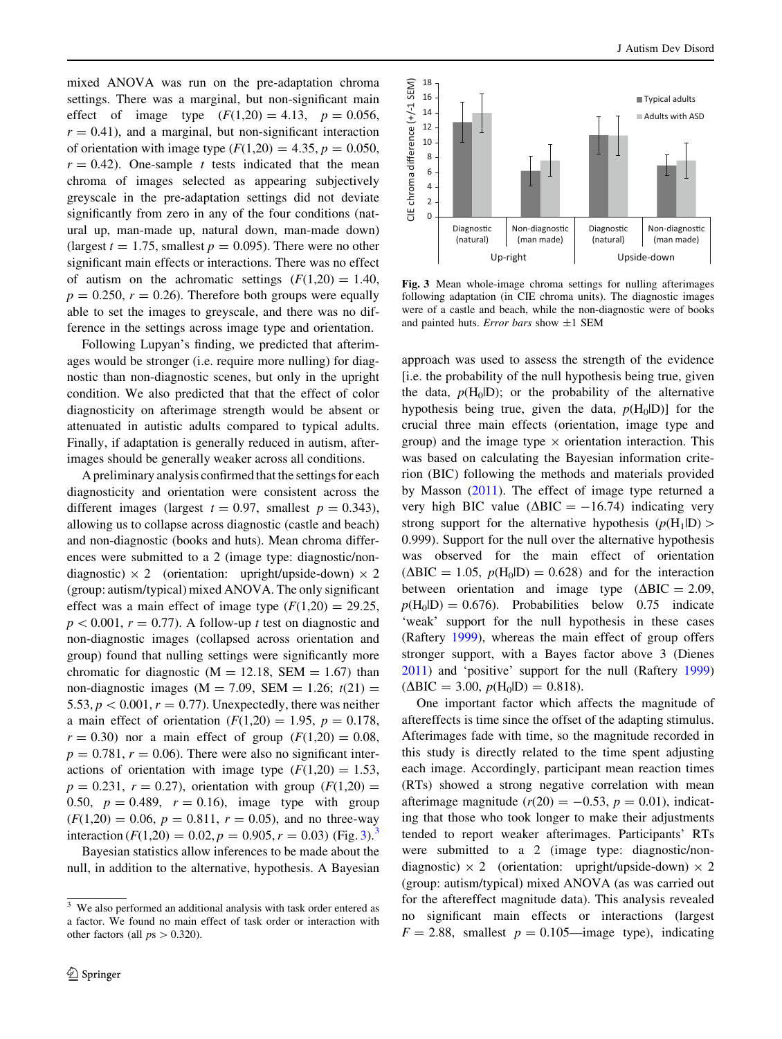mixed ANOVA was run on the pre-adaptation chroma settings. There was a marginal, but non-significant main effect of image type ($F(1,20) = 4.13$, $p = 0.056$, $r = 0.41$), and a marginal, but non-significant interaction of orientation with image type ($F(1,20) = 4.35$, $p = 0.050$, $r = 0.42$). One-sample $t$ tests indicated that the mean chroma of images selected as appearing subjectively greyscale in the pre-adaptation settings did not deviate significantly from zero in any of the four conditions (natural up, man-made up, natural down, man-made down) (largest $t = 1.75$, smallest $p = 0.095$). There were no other significant main effects or interactions. There was no effect of autism on the achromatic settings ($F(1,20) = 1.40$, $p = 0.250$, $r = 0.26$). Therefore both groups were equally able to set the images to greyscale, and there was no difference in the settings across image type and orientation.

Following Lupyan's finding, we predicted that afterimages would be stronger (i.e. require more nulling) for diagnostic than non-diagnostic scenes, but only in the upright condition. We also predicted that that the effect of color diagnosticity on afterimage strength would be absent or attenuated in autistic adults compared to typical adults. Finally, if adaptation is generally reduced in autism, afterimages should be generally weaker across all conditions.

A preliminary analysis confirmed that the settings for each diagnosticity and orientation were consistent across the different images (largest $t = 0.97$, smallest $p = 0.343$), allowing us to collapse across diagnostic (castle and beach) and non-diagnostic (books and huts). Mean chroma differences were submitted to a 2 (image type: diagnostic/non-diagnostic) × 2 (orientation: upright/upside-down) × 2 (group: autism/typical) mixed ANOVA. The only significant effect was a main effect of image type ($F(1,20) = 29.25$, $p < 0.001$, $r = 0.77$). A follow-up $t$ test on diagnostic and non-diagnostic images (collapsed across orientation and group) found that nulling settings were significantly more chromatic for diagnostic (M = 12.18, SEM = 1.67) than non-diagnostic images (M = 7.09, SEM = 1.26; $t(21) = 5.53$, $p < 0.001$, $r = 0.77$). Unexpectedly, there was neither a main effect of orientation ($F(1,20) = 1.95$, $p = 0.178$, $r = 0.30$) nor a main effect of group ($F(1,20) = 0.08$, $p = 0.781$, $r = 0.06$). There were also no significant interactions of orientation with image type ($F(1,20) = 1.53$, $p = 0.231$, $r = 0.27$), orientation with group ($F(1,20) = 0.50$, $p = 0.489$, $r = 0.16$), image type with group ($F(1,20) = 0.06$, $p = 0.811$, $r = 0.05$), and no three-way interaction ($F(1,20) = 0.02$, $p = 0.905$, $r = 0.03$) (Fig. 3).[3]

Bayesian statistics allow inferences to be made about the null, in addition to the alternative, hypothesis. A Bayesian approach was used to assess the strength of the evidence [i.e. the probability of the null hypothesis being true, given the data, $p(H_0|D)$; or the probability of the alternative hypothesis being true, given the data, $p(H_0|D)$] for the crucial three main effects (orientation, image type and group) and the image type × orientation interaction. This was based on calculating the Bayesian information criterion (BIC) following the methods and materials provided by Masson (2011). The effect of image type returned a very high BIC value ($\Delta BIC = -16.74$) indicating very strong support for the alternative hypothesis ($p(H_1|D) > 0.999$). Support for the null over the alternative hypothesis was observed for the main effect of orientation ($\Delta BIC = 1.05$, $p(H_0|D) = 0.628$) and for the interaction between orientation and image type ($\Delta BIC = 2.09$, $p(H_0|D) = 0.676$). Probabilities below 0.75 indicate 'weak' support for the null hypothesis in these cases (Raftery 1999), whereas the main effect of group offers stronger support, with a Bayes factor above 3 (Dienes 2011) and 'positive' support for the null (Raftery 1999) ($\Delta BIC = 3.00$, $p(H_0|D) = 0.818$).

**Fig. 3** Mean whole-image chroma settings for nulling afterimages following adaptation (in CIE chroma units). The diagnostic images were of a castle and beach, while the non-diagnostic were of books and painted huts. *Error bars* show ±1 SEM

One important factor which affects the magnitude of aftereffects is time since the offset of the adapting stimulus. Afterimages fade with time, so the magnitude recorded in this study is directly related to the time spent adjusting each image. Accordingly, participant mean reaction times (RTs) showed a strong negative correlation with mean afterimage magnitude ($r(20) = -0.53$, $p = 0.01$), indicating that those who took longer to make their adjustments tended to report weaker afterimages. Participants' RTs were submitted to a 2 (image type: diagnostic/non-diagnostic) × 2 (orientation: upright/upside-down) × 2 (group: autism/typical) mixed ANOVA (as was carried out for the aftereffect magnitude data). This analysis revealed no significant main effects or interactions (largest $F = 2.88$, smallest $p = 0.105$—image type), indicating

[3] We also performed an additional analysis with task order entered as a factor. We found no main effect of task order or interaction with other factors (all $ps > 0.320$).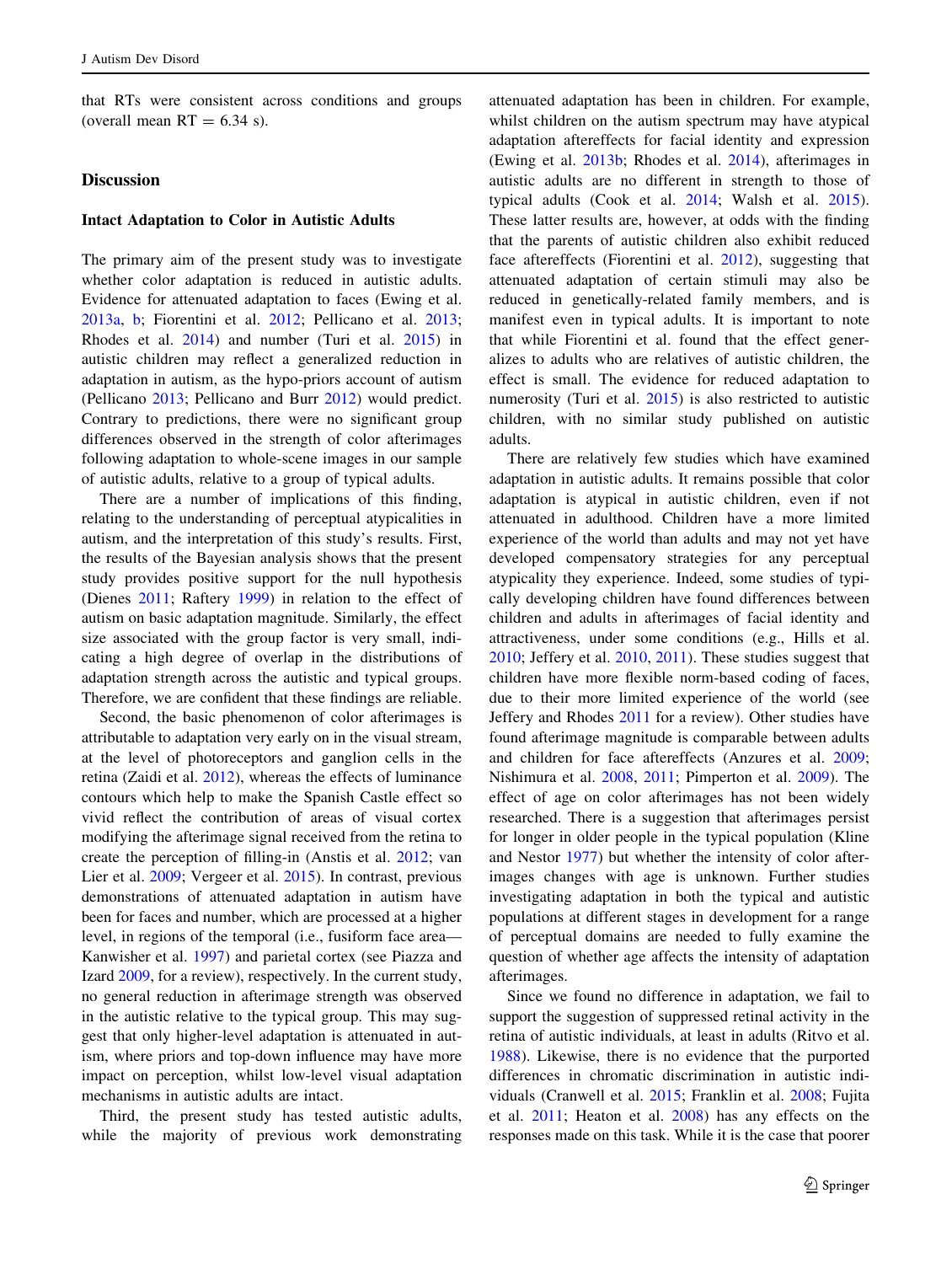that RTs were consistent across conditions and groups (overall mean RT = 6.34 s).

## Discussion

### Intact Adaptation to Color in Autistic Adults

The primary aim of the present study was to investigate whether color adaptation is reduced in autistic adults. Evidence for attenuated adaptation to faces (Ewing et al. 2013a, b; Fiorentini et al. 2012; Pellicano et al. 2013; Rhodes et al. 2014) and number (Turi et al. 2015) in autistic children may reflect a generalized reduction in adaptation in autism, as the hypo-priors account of autism (Pellicano 2013; Pellicano and Burr 2012) would predict. Contrary to predictions, there were no significant group differences observed in the strength of color afterimages following adaptation to whole-scene images in our sample of autistic adults, relative to a group of typical adults.

There are a number of implications of this finding, relating to the understanding of perceptual atypicalities in autism, and the interpretation of this study's results. First, the results of the Bayesian analysis shows that the present study provides positive support for the null hypothesis (Dienes 2011; Raftery 1999) in relation to the effect of autism on basic adaptation magnitude. Similarly, the effect size associated with the group factor is very small, indicating a high degree of overlap in the distributions of adaptation strength across the autistic and typical groups. Therefore, we are confident that these findings are reliable.

Second, the basic phenomenon of color afterimages is attributable to adaptation very early on in the visual stream, at the level of photoreceptors and ganglion cells in the retina (Zaidi et al. 2012), whereas the effects of luminance contours which help to make the Spanish Castle effect so vivid reflect the contribution of areas of visual cortex modifying the afterimage signal received from the retina to create the perception of filling-in (Anstis et al. 2012; van Lier et al. 2009; Vergeer et al. 2015). In contrast, previous demonstrations of attenuated adaptation in autism have been for faces and number, which are processed at a higher level, in regions of the temporal (i.e., fusiform face area—Kanwisher et al. 1997) and parietal cortex (see Piazza and Izard 2009, for a review), respectively. In the current study, no general reduction in afterimage strength was observed in the autistic relative to the typical group. This may suggest that only higher-level adaptation is attenuated in autism, where priors and top-down influence may have more impact on perception, whilst low-level visual adaptation mechanisms in autistic adults are intact.

Third, the present study has tested autistic adults, while the majority of previous work demonstrating attenuated adaptation has been in children. For example, whilst children on the autism spectrum may have atypical adaptation aftereffects for facial identity and expression (Ewing et al. 2013b; Rhodes et al. 2014), afterimages in autistic adults are no different in strength to those of typical adults (Cook et al. 2014; Walsh et al. 2015). These latter results are, however, at odds with the finding that the parents of autistic children also exhibit reduced face aftereffects (Fiorentini et al. 2012), suggesting that attenuated adaptation of certain stimuli may also be reduced in genetically-related family members, and is manifest even in typical adults. It is important to note that while Fiorentini et al. found that the effect generalizes to adults who are relatives of autistic children, the effect is small. The evidence for reduced adaptation to numerosity (Turi et al. 2015) is also restricted to autistic children, with no similar study published on autistic adults.

There are relatively few studies which have examined adaptation in autistic adults. It remains possible that color adaptation is atypical in autistic children, even if not attenuated in adulthood. Children have a more limited experience of the world than adults and may not yet have developed compensatory strategies for any perceptual atypicality they experience. Indeed, some studies of typically developing children have found differences between children and adults in afterimages of facial identity and attractiveness, under some conditions (e.g., Hills et al. 2010; Jeffery et al. 2010, 2011). These studies suggest that children have more flexible norm-based coding of faces, due to their more limited experience of the world (see Jeffery and Rhodes 2011 for a review). Other studies have found afterimage magnitude is comparable between adults and children for face aftereffects (Anzures et al. 2009; Nishimura et al. 2008, 2011; Pimperton et al. 2009). The effect of age on color afterimages has not been widely researched. There is a suggestion that afterimages persist for longer in older people in the typical population (Kline and Nestor 1977) but whether the intensity of color afterimages changes with age is unknown. Further studies investigating adaptation in both the typical and autistic populations at different stages in development for a range of perceptual domains are needed to fully examine the question of whether age affects the intensity of adaptation afterimages.

Since we found no difference in adaptation, we fail to support the suggestion of suppressed retinal activity in the retina of autistic individuals, at least in adults (Ritvo et al. 1988). Likewise, there is no evidence that the purported differences in chromatic discrimination in autistic individuals (Cranwell et al. 2015; Franklin et al. 2008; Fujita et al. 2011; Heaton et al. 2008) has any effects on the responses made on this task. While it is the case that poorer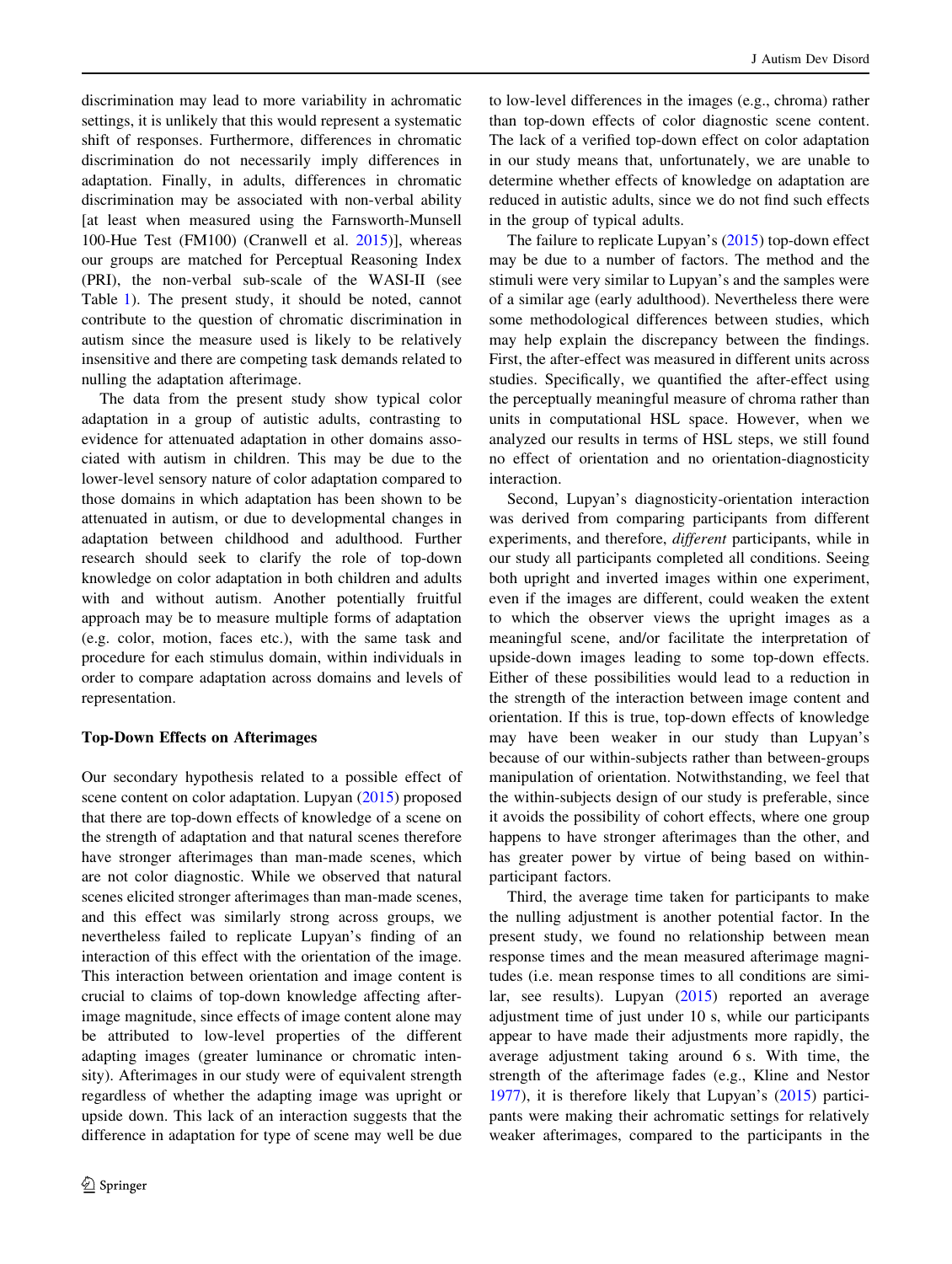discrimination may lead to more variability in achromatic settings, it is unlikely that this would represent a systematic shift of responses. Furthermore, differences in chromatic discrimination do not necessarily imply differences in adaptation. Finally, in adults, differences in chromatic discrimination may be associated with non-verbal ability [at least when measured using the Farnsworth-Munsell 100-Hue Test (FM100) (Cranwell et al. 2015)], whereas our groups are matched for Perceptual Reasoning Index (PRI), the non-verbal sub-scale of the WASI-II (see Table 1). The present study, it should be noted, cannot contribute to the question of chromatic discrimination in autism since the measure used is likely to be relatively insensitive and there are competing task demands related to nulling the adaptation afterimage.

The data from the present study show typical color adaptation in a group of autistic adults, contrasting to evidence for attenuated adaptation in other domains associated with autism in children. This may be due to the lower-level sensory nature of color adaptation compared to those domains in which adaptation has been shown to be attenuated in autism, or due to developmental changes in adaptation between childhood and adulthood. Further research should seek to clarify the role of top-down knowledge on color adaptation in both children and adults with and without autism. Another potentially fruitful approach may be to measure multiple forms of adaptation (e.g. color, motion, faces etc.), with the same task and procedure for each stimulus domain, within individuals in order to compare adaptation across domains and levels of representation.

### Top-Down Effects on Afterimages

Our secondary hypothesis related to a possible effect of scene content on color adaptation. Lupyan (2015) proposed that there are top-down effects of knowledge of a scene on the strength of adaptation and that natural scenes therefore have stronger afterimages than man-made scenes, which are not color diagnostic. While we observed that natural scenes elicited stronger afterimages than man-made scenes, and this effect was similarly strong across groups, we nevertheless failed to replicate Lupyan's finding of an interaction of this effect with the orientation of the image. This interaction between orientation and image content is crucial to claims of top-down knowledge affecting afterimage magnitude, since effects of image content alone may be attributed to low-level properties of the different adapting images (greater luminance or chromatic intensity). Afterimages in our study were of equivalent strength regardless of whether the adapting image was upright or upside down. This lack of an interaction suggests that the difference in adaptation for type of scene may well be due to low-level differences in the images (e.g., chroma) rather than top-down effects of color diagnostic scene content. The lack of a verified top-down effect on color adaptation in our study means that, unfortunately, we are unable to determine whether effects of knowledge on adaptation are reduced in autistic adults, since we do not find such effects in the group of typical adults.

The failure to replicate Lupyan's (2015) top-down effect may be due to a number of factors. The method and the stimuli were very similar to Lupyan's and the samples were of a similar age (early adulthood). Nevertheless there were some methodological differences between studies, which may help explain the discrepancy between the findings. First, the after-effect was measured in different units across studies. Specifically, we quantified the after-effect using the perceptually meaningful measure of chroma rather than units in computational HSL space. However, when we analyzed our results in terms of HSL steps, we still found no effect of orientation and no orientation-diagnosticity interaction.

Second, Lupyan's diagnosticity-orientation interaction was derived from comparing participants from different experiments, and therefore, *different* participants, while in our study all participants completed all conditions. Seeing both upright and inverted images within one experiment, even if the images are different, could weaken the extent to which the observer views the upright images as a meaningful scene, and/or facilitate the interpretation of upside-down images leading to some top-down effects. Either of these possibilities would lead to a reduction in the strength of the interaction between image content and orientation. If this is true, top-down effects of knowledge may have been weaker in our study than Lupyan's because of our within-subjects rather than between-groups manipulation of orientation. Notwithstanding, we feel that the within-subjects design of our study is preferable, since it avoids the possibility of cohort effects, where one group happens to have stronger afterimages than the other, and has greater power by virtue of being based on within-participant factors.

Third, the average time taken for participants to make the nulling adjustment is another potential factor. In the present study, we found no relationship between mean response times and the mean measured afterimage magnitudes (i.e. mean response times to all conditions are similar, see results). Lupyan (2015) reported an average adjustment time of just under 10 s, while our participants appear to have made their adjustments more rapidly, the average adjustment taking around 6 s. With time, the strength of the afterimage fades (e.g., Kline and Nestor 1977), it is therefore likely that Lupyan's (2015) participants were making their achromatic settings for relatively weaker afterimages, compared to the participants in the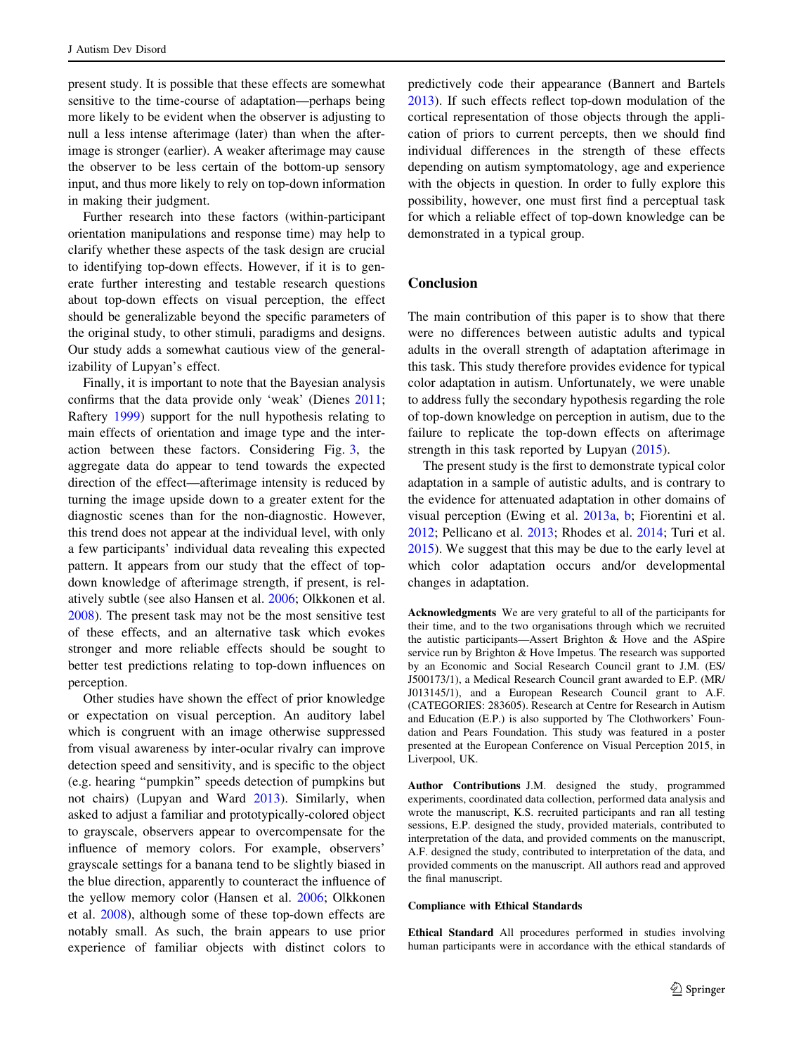present study. It is possible that these effects are somewhat sensitive to the time-course of adaptation—perhaps being more likely to be evident when the observer is adjusting to null a less intense afterimage (later) than when the afterimage is stronger (earlier). A weaker afterimage may cause the observer to be less certain of the bottom-up sensory input, and thus more likely to rely on top-down information in making their judgment.

Further research into these factors (within-participant orientation manipulations and response time) may help to clarify whether these aspects of the task design are crucial to identifying top-down effects. However, if it is to generate further interesting and testable research questions about top-down effects on visual perception, the effect should be generalizable beyond the specific parameters of the original study, to other stimuli, paradigms and designs. Our study adds a somewhat cautious view of the generalizability of Lupyan's effect.

Finally, it is important to note that the Bayesian analysis confirms that the data provide only 'weak' (Dienes 2011; Raftery 1999) support for the null hypothesis relating to main effects of orientation and image type and the interaction between these factors. Considering Fig. 3, the aggregate data do appear to tend towards the expected direction of the effect—afterimage intensity is reduced by turning the image upside down to a greater extent for the diagnostic scenes than for the non-diagnostic. However, this trend does not appear at the individual level, with only a few participants' individual data revealing this expected pattern. It appears from our study that the effect of top-down knowledge of afterimage strength, if present, is relatively subtle (see also Hansen et al. 2006; Olkkonen et al. 2008). The present task may not be the most sensitive test of these effects, and an alternative task which evokes stronger and more reliable effects should be sought to better test predictions relating to top-down influences on perception.

Other studies have shown the effect of prior knowledge or expectation on visual perception. An auditory label which is congruent with an image otherwise suppressed from visual awareness by inter-ocular rivalry can improve detection speed and sensitivity, and is specific to the object (e.g. hearing "pumpkin" speeds detection of pumpkins but not chairs) (Lupyan and Ward 2013). Similarly, when asked to adjust a familiar and prototypically-colored object to grayscale, observers appear to overcompensate for the influence of memory colors. For example, observers' grayscale settings for a banana tend to be slightly biased in the blue direction, apparently to counteract the influence of the yellow memory color (Hansen et al. 2006; Olkkonen et al. 2008), although some of these top-down effects are notably small. As such, the brain appears to use prior experience of familiar objects with distinct colors to predictively code their appearance (Bannert and Bartels 2013). If such effects reflect top-down modulation of the cortical representation of those objects through the application of priors to current percepts, then we should find individual differences in the strength of these effects depending on autism symptomatology, age and experience with the objects in question. In order to fully explore this possibility, however, one must first find a perceptual task for which a reliable effect of top-down knowledge can be demonstrated in a typical group.

## Conclusion

The main contribution of this paper is to show that there were no differences between autistic adults and typical adults in the overall strength of adaptation afterimage in this task. This study therefore provides evidence for typical color adaptation in autism. Unfortunately, we were unable to address fully the secondary hypothesis regarding the role of top-down knowledge on perception in autism, due to the failure to replicate the top-down effects on afterimage strength in this task reported by Lupyan (2015).

The present study is the first to demonstrate typical color adaptation in a sample of autistic adults, and is contrary to the evidence for attenuated adaptation in other domains of visual perception (Ewing et al. 2013a, b; Fiorentini et al. 2012; Pellicano et al. 2013; Rhodes et al. 2014; Turi et al. 2015). We suggest that this may be due to the early level at which color adaptation occurs and/or developmental changes in adaptation.

**Acknowledgments** We are very grateful to all of the participants for their time, and to the two organisations through which we recruited the autistic participants—Assert Brighton & Hove and the ASpire service run by Brighton & Hove Impetus. The research was supported by an Economic and Social Research Council grant to J.M. (ES/J500173/1), a Medical Research Council grant awarded to E.P. (MR/J013145/1), and a European Research Council grant to A.F. (CATEGORIES: 283605). Research at Centre for Research in Autism and Education (E.P.) is also supported by The Clothworkers' Foundation and Pears Foundation. This study was featured in a poster presented at the European Conference on Visual Perception 2015, in Liverpool, UK.

**Author Contributions** J.M. designed the study, programmed experiments, coordinated data collection, performed data analysis and wrote the manuscript, K.S. recruited participants and ran all testing sessions, E.P. designed the study, provided materials, contributed to interpretation of the data, and provided comments on the manuscript, A.F. designed the study, contributed to interpretation of the data, and provided comments on the manuscript. All authors read and approved the final manuscript.

**Compliance with Ethical Standards**

**Ethical Standard** All procedures performed in studies involving human participants were in accordance with the ethical standards of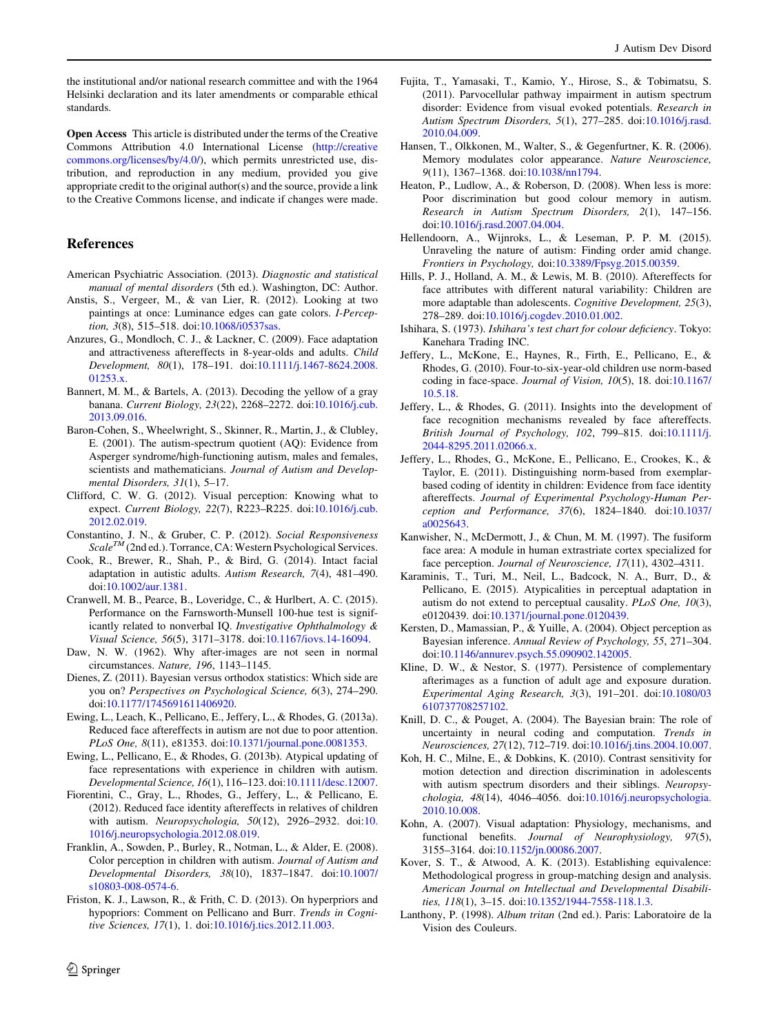the institutional and/or national research committee and with the 1964 Helsinki declaration and its later amendments or comparable ethical standards.

**Open Access** This article is distributed under the terms of the Creative Commons Attribution 4.0 International License (http://creativecommons.org/licenses/by/4.0/), which permits unrestricted use, distribution, and reproduction in any medium, provided you give appropriate credit to the original author(s) and the source, provide a link to the Creative Commons license, and indicate if changes were made.

## References

American Psychiatric Association. (2013). *Diagnostic and statistical manual of mental disorders* (5th ed.). Washington, DC: Author.

Anstis, S., Vergeer, M., & van Lier, R. (2012). Looking at two paintings at once: Luminance edges can gate colors. *I-Perception, 3*(8), 515–518. doi:10.1068/i0537sas.

Anzures, G., Mondloch, C. J., & Lackner, C. (2009). Face adaptation and attractiveness aftereffects in 8-year-olds and adults. *Child Development, 80*(1), 178–191. doi:10.1111/j.1467-8624.2008.01253.x.

Bannert, M. M., & Bartels, A. (2013). Decoding the yellow of a gray banana. *Current Biology, 23*(22), 2268–2272. doi:10.1016/j.cub.2013.09.016.

Baron-Cohen, S., Wheelwright, S., Skinner, R., Martin, J., & Clubley, E. (2001). The autism-spectrum quotient (AQ): Evidence from Asperger syndrome/high-functioning autism, males and females, scientists and mathematicians. *Journal of Autism and Developmental Disorders, 31*(1), 5–17.

Clifford, C. W. G. (2012). Visual perception: Knowing what to expect. *Current Biology, 22*(7), R223–R225. doi:10.1016/j.cub.2012.02.019.

Constantino, J. N., & Gruber, C. P. (2012). *Social Responsiveness Scale™* (2nd ed.). Torrance, CA: Western Psychological Services.

Cook, R., Brewer, R., Shah, P., & Bird, G. (2014). Intact facial adaptation in autistic adults. *Autism Research, 7*(4), 481–490. doi:10.1002/aur.1381.

Cranwell, M. B., Pearce, B., Loveridge, C., & Hurlbert, A. C. (2015). Performance on the Farnsworth-Munsell 100-hue test is significantly related to nonverbal IQ. *Investigative Ophthalmology & Visual Science, 56*(5), 3171–3178. doi:10.1167/iovs.14-16094.

Daw, N. W. (1962). Why after-images are not seen in normal circumstances. *Nature, 196*, 1143–1145.

Dienes, Z. (2011). Bayesian versus orthodox statistics: Which side are you on? *Perspectives on Psychological Science, 6*(3), 274–290. doi:10.1177/1745691611406920.

Ewing, L., Leach, K., Pellicano, E., Jeffery, L., & Rhodes, G. (2013a). Reduced face aftereffects in autism are not due to poor attention. *PLoS One, 8*(11), e81353. doi:10.1371/journal.pone.0081353.

Ewing, L., Pellicano, E., & Rhodes, G. (2013b). Atypical updating of face representations with experience in children with autism. *Developmental Science, 16*(1), 116–123. doi:10.1111/desc.12007.

Fiorentini, C., Gray, L., Rhodes, G., Jeffery, L., & Pellicano, E. (2012). Reduced face identity aftereffects in relatives of children with autism. *Neuropsychologia, 50*(12), 2926–2932. doi:10.1016/j.neuropsychologia.2012.08.019.

Franklin, A., Sowden, P., Burley, R., Notman, L., & Alder, E. (2008). Color perception in children with autism. *Journal of Autism and Developmental Disorders, 38*(10), 1837–1847. doi:10.1007/s10803-008-0574-6.

Friston, K. J., Lawson, R., & Frith, C. D. (2013). On hyperpriors and hypopriors: Comment on Pellicano and Burr. *Trends in Cognitive Sciences, 17*(1), 1. doi:10.1016/j.tics.2012.11.003.

Fujita, T., Yamasaki, T., Kamio, Y., Hirose, S., & Tobimatsu, S. (2011). Parvocellular pathway impairment in autism spectrum disorder: Evidence from visual evoked potentials. *Research in Autism Spectrum Disorders, 5*(1), 277–285. doi:10.1016/j.rasd.2010.04.009.

Hansen, T., Olkkonen, M., Walter, S., & Gegenfurtner, K. R. (2006). Memory modulates color appearance. *Nature Neuroscience, 9*(11), 1367–1368. doi:10.1038/nn1794.

Heaton, P., Ludlow, A., & Roberson, D. (2008). When less is more: Poor discrimination but good colour memory in autism. *Research in Autism Spectrum Disorders, 2*(1), 147–156. doi:10.1016/j.rasd.2007.04.004.

Hellendoorn, A., Wijnroks, L., & Leseman, P. P. M. (2015). Unraveling the nature of autism: Finding order amid change. *Frontiers in Psychology*, doi:10.3389/Fpsyg.2015.00359.

Hills, P. J., Holland, A. M., & Lewis, M. B. (2010). Aftereffects for face attributes with different natural variability: Children are more adaptable than adolescents. *Cognitive Development, 25*(3), 278–289. doi:10.1016/j.cogdev.2010.01.002.

Ishihara, S. (1973). *Ishihara's test chart for colour deficiency*. Tokyo: Kanehara Trading INC.

Jeffery, L., McKone, E., Haynes, R., Firth, E., Pellicano, E., & Rhodes, G. (2010). Four-to-six-year-old children use norm-based coding in face-space. *Journal of Vision, 10*(5), 18. doi:10.1167/10.5.18.

Jeffery, L., & Rhodes, G. (2011). Insights into the development of face recognition mechanisms revealed by face aftereffects. *British Journal of Psychology, 102*, 799–815. doi:10.1111/j.2044-8295.2011.02066.x.

Jeffery, L., Rhodes, G., McKone, E., Pellicano, E., Crookes, K., & Taylor, E. (2011). Distinguishing norm-based from exemplar-based coding of identity in children: Evidence from face identity aftereffects. *Journal of Experimental Psychology-Human Perception and Performance, 37*(6), 1824–1840. doi:10.1037/a0025643.

Kanwisher, N., McDermott, J., & Chun, M. M. (1997). The fusiform face area: A module in human extrastriate cortex specialized for face perception. *Journal of Neuroscience, 17*(11), 4302–4311.

Karaminis, T., Turi, M., Neil, L., Badcock, N. A., Burr, D., & Pellicano, E. (2015). Atypicalities in perceptual adaptation in autism do not extend to perceptual causality. *PLoS One, 10*(3), e0120439. doi:10.1371/journal.pone.0120439.

Kersten, D., Mamassian, P., & Yuille, A. (2004). Object perception as Bayesian inference. *Annual Review of Psychology, 55*, 271–304. doi:10.1146/annurev.psych.55.090902.142005.

Kline, D. W., & Nestor, S. (1977). Persistence of complementary afterimages as a function of adult age and exposure duration. *Experimental Aging Research, 3*(3), 191–201. doi:10.1080/03610737708257102.

Knill, D. C., & Pouget, A. (2004). The Bayesian brain: The role of uncertainty in neural coding and computation. *Trends in Neurosciences, 27*(12), 712–719. doi:10.1016/j.tins.2004.10.007.

Koh, H. C., Milne, E., & Dobkins, K. (2010). Contrast sensitivity for motion detection and direction discrimination in adolescents with autism spectrum disorders and their siblings. *Neuropsychologia, 48*(14), 4046–4056. doi:10.1016/j.neuropsychologia.2010.10.008.

Kohn, A. (2007). Visual adaptation: Physiology, mechanisms, and functional benefits. *Journal of Neurophysiology, 97*(5), 3155–3164. doi:10.1152/jn.00086.2007.

Kover, S. T., & Atwood, A. K. (2013). Establishing equivalence: Methodological progress in group-matching design and analysis. *American Journal on Intellectual and Developmental Disabilities, 118*(1), 3–15. doi:10.1352/1944-7558-118.1.3.

Lanthony, P. (1998). *Album tritan* (2nd ed.). Paris: Laboratoire de la Vision des Couleurs.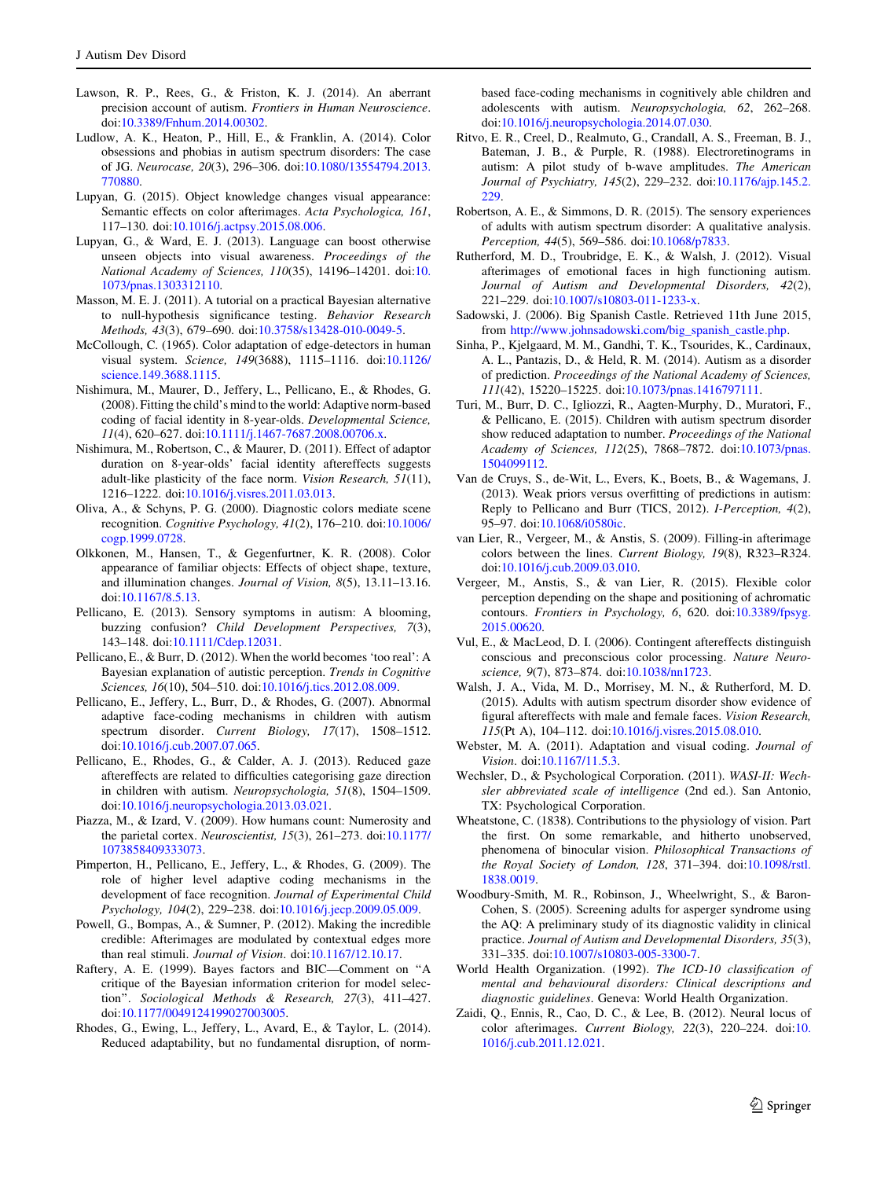Lawson, R. P., Rees, G., & Friston, K. J. (2014). An aberrant precision account of autism. *Frontiers in Human Neuroscience*. doi:10.3389/Fnhum.2014.00302.

Ludlow, A. K., Heaton, P., Hill, E., & Franklin, A. (2014). Color obsessions and phobias in autism spectrum disorders: The case of JG. *Neurocase, 20*(3), 296–306. doi:10.1080/13554794.2013.770880.

Lupyan, G. (2015). Object knowledge changes visual appearance: Semantic effects on color afterimages. *Acta Psychologica, 161*, 117–130. doi:10.1016/j.actpsy.2015.08.006.

Lupyan, G., & Ward, E. J. (2013). Language can boost otherwise unseen objects into visual awareness. *Proceedings of the National Academy of Sciences, 110*(35), 14196–14201. doi:10.1073/pnas.1303312110.

Masson, M. E. J. (2011). A tutorial on a practical Bayesian alternative to null-hypothesis significance testing. *Behavior Research Methods, 43*(3), 679–690. doi:10.3758/s13428-010-0049-5.

McCollough, C. (1965). Color adaptation of edge-detectors in human visual system. *Science, 149*(3688), 1115–1116. doi:10.1126/science.149.3688.1115.

Nishimura, M., Maurer, D., Jeffery, L., Pellicano, E., & Rhodes, G. (2008). Fitting the child's mind to the world: Adaptive norm-based coding of facial identity in 8-year-olds. *Developmental Science, 11*(4), 620–627. doi:10.1111/j.1467-7687.2008.00706.x.

Nishimura, M., Robertson, C., & Maurer, D. (2011). Effect of adaptor duration on 8-year-olds' facial identity aftereffects suggests adult-like plasticity of the face norm. *Vision Research, 51*(11), 1216–1222. doi:10.1016/j.visres.2011.03.013.

Oliva, A., & Schyns, P. G. (2000). Diagnostic colors mediate scene recognition. *Cognitive Psychology, 41*(2), 176–210. doi:10.1006/cogp.1999.0728.

Olkkonen, M., Hansen, T., & Gegenfurtner, K. R. (2008). Color appearance of familiar objects: Effects of object shape, texture, and illumination changes. *Journal of Vision, 8*(5), 13.11–13.16. doi:10.1167/8.5.13.

Pellicano, E. (2013). Sensory symptoms in autism: A blooming, buzzing confusion? *Child Development Perspectives, 7*(3), 143–148. doi:10.1111/Cdep.12031.

Pellicano, E., & Burr, D. (2012). When the world becomes 'too real': A Bayesian explanation of autistic perception. *Trends in Cognitive Sciences, 16*(10), 504–510. doi:10.1016/j.tics.2012.08.009.

Pellicano, E., Jeffery, L., Burr, D., & Rhodes, G. (2007). Abnormal adaptive face-coding mechanisms in children with autism spectrum disorder. *Current Biology, 17*(17), 1508–1512. doi:10.1016/j.cub.2007.07.065.

Pellicano, E., Rhodes, G., & Calder, A. J. (2013). Reduced gaze aftereffects are related to difficulties categorising gaze direction in children with autism. *Neuropsychologia, 51*(8), 1504–1509. doi:10.1016/j.neuropsychologia.2013.03.021.

Piazza, M., & Izard, V. (2009). How humans count: Numerosity and the parietal cortex. *Neuroscientist, 15*(3), 261–273. doi:10.1177/1073858409333073.

Pimperton, H., Pellicano, E., Jeffery, L., & Rhodes, G. (2009). The role of higher level adaptive coding mechanisms in the development of face recognition. *Journal of Experimental Child Psychology, 104*(2), 229–238. doi:10.1016/j.jecp.2009.05.009.

Powell, G., Bompas, A., & Sumner, P. (2012). Making the incredible credible: Afterimages are modulated by contextual edges more than real stimuli. *Journal of Vision*. doi:10.1167/12.10.17.

Raftery, A. E. (1999). Bayes factors and BIC—Comment on "A critique of the Bayesian information criterion for model selection". *Sociological Methods & Research, 27*(3), 411–427. doi:10.1177/0049124199027003005.

Rhodes, G., Ewing, L., Jeffery, L., Avard, E., & Taylor, L. (2014). Reduced adaptability, but no fundamental disruption, of norm-based face-coding mechanisms in cognitively able children and adolescents with autism. *Neuropsychologia, 62*, 262–268. doi:10.1016/j.neuropsychologia.2014.07.030.

Ritvo, E. R., Creel, D., Realmuto, G., Crandall, A. S., Freeman, B. J., Bateman, J. B., & Purple, R. (1988). Electroretinograms in autism: A pilot study of b-wave amplitudes. *The American Journal of Psychiatry, 145*(2), 229–232. doi:10.1176/ajp.145.2.229.

Robertson, A. E., & Simmons, D. R. (2015). The sensory experiences of adults with autism spectrum disorder: A qualitative analysis. *Perception, 44*(5), 569–586. doi:10.1068/p7833.

Rutherford, M. D., Troubridge, E. K., & Walsh, J. (2012). Visual afterimages of emotional faces in high functioning autism. *Journal of Autism and Developmental Disorders, 42*(2), 221–229. doi:10.1007/s10803-011-1233-x.

Sadowski, J. (2006). Big Spanish Castle. Retrieved 11th June 2015, from http://www.johnsadowski.com/big_spanish_castle.php.

Sinha, P., Kjelgaard, M. M., Gandhi, T. K., Tsourides, K., Cardinaux, A. L., Pantazis, D., & Held, R. M. (2014). Autism as a disorder of prediction. *Proceedings of the National Academy of Sciences, 111*(42), 15220–15225. doi:10.1073/pnas.1416797111.

Turi, M., Burr, D. C., Igliozzi, R., Aagten-Murphy, D., Muratori, F., & Pellicano, E. (2015). Children with autism spectrum disorder show reduced adaptation to number. *Proceedings of the National Academy of Sciences, 112*(25), 7868–7872. doi:10.1073/pnas.1504099112.

Van de Cruys, S., de-Wit, L., Evers, K., Boets, B., & Wagemans, J. (2013). Weak priors versus overfitting of predictions in autism: Reply to Pellicano and Burr (TICS, 2012). *I-Perception, 4*(2), 95–97. doi:10.1068/i0580ic.

van Lier, R., Vergeer, M., & Anstis, S. (2009). Filling-in afterimage colors between the lines. *Current Biology, 19*(8), R323–R324. doi:10.1016/j.cub.2009.03.010.

Vergeer, M., Anstis, S., & van Lier, R. (2015). Flexible color perception depending on the shape and positioning of achromatic contours. *Frontiers in Psychology, 6*, 620. doi:10.3389/fpsyg.2015.00620.

Vul, E., & MacLeod, D. I. (2006). Contingent aftereffects distinguish conscious and preconscious color processing. *Nature Neuroscience, 9*(7), 873–874. doi:10.1038/nn1723.

Walsh, J. A., Vida, M. D., Morrisey, M. N., & Rutherford, M. D. (2015). Adults with autism spectrum disorder show evidence of figural aftereffects with male and female faces. *Vision Research, 115*(Pt A), 104–112. doi:10.1016/j.visres.2015.08.010.

Webster, M. A. (2011). Adaptation and visual coding. *Journal of Vision*. doi:10.1167/11.5.3.

Wechsler, D., & Psychological Corporation. (2011). *WASI-II: Wechsler abbreviated scale of intelligence* (2nd ed.). San Antonio, TX: Psychological Corporation.

Wheatstone, C. (1838). Contributions to the physiology of vision. Part the first. On some remarkable, and hitherto unobserved, phenomena of binocular vision. *Philosophical Transactions of the Royal Society of London, 128*, 371–394. doi:10.1098/rstl.1838.0019.

Woodbury-Smith, M. R., Robinson, J., Wheelwright, S., & Baron-Cohen, S. (2005). Screening adults for asperger syndrome using the AQ: A preliminary study of its diagnostic validity in clinical practice. *Journal of Autism and Developmental Disorders, 35*(3), 331–335. doi:10.1007/s10803-005-3300-7.

World Health Organization. (1992). *The ICD-10 classification of mental and behavioural disorders: Clinical descriptions and diagnostic guidelines*. Geneva: World Health Organization.

Zaidi, Q., Ennis, R., Cao, D. C., & Lee, B. (2012). Neural locus of color afterimages. *Current Biology, 22*(3), 220–224. doi:10.1016/j.cub.2011.12.021.